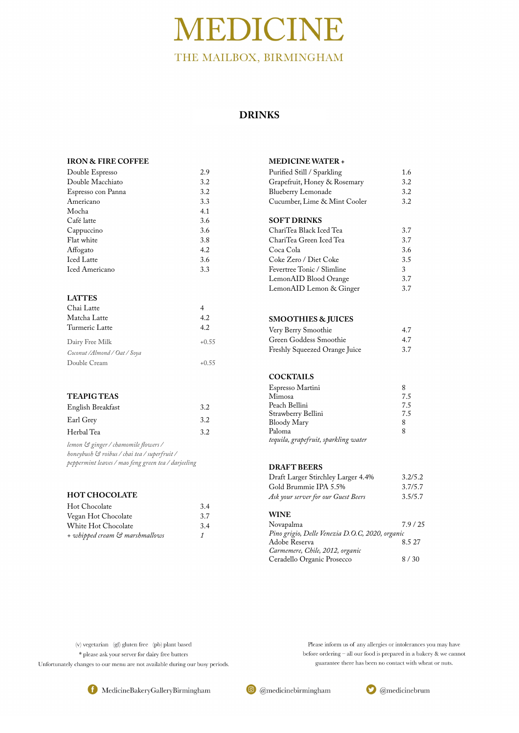# MEDICINE

THE MAILBOX, BIRMINGHAM

## DRINKS

### IRON & FIRE COFFEE

| | |
|---|---|
| Double Espresso | 2.9 |
| Double Macchiato | 3.2 |
| Espresso con Panna | 3.2 |
| Americano | 3.3 |
| Mocha | 4.1 |
| Café latte | 3.6 |
| Cappuccino | 3.6 |
| Flat white | 3.8 |
| Affogato | 4.2 |
| Iced Latte | 3.6 |
| Iced Americano | 3.3 |

### LATTES

| | |
|---|---|
| Chai Latte | 4 |
| Matcha Latte | 4.2 |
| Turmeric Latte | 4.2 |
| Dairy Free Milk | +0.55 |
| *Coconut /Almond / Oat / Soya* | |
| Double Cream | +0.55 |

### TEAPIG TEAS

| | |
|---|---|
| English Breakfast | 3.2 |
| Earl Grey | 3.2 |
| Herbal Tea | 3.2 |

*lemon & ginger / chamomile flowers / honeybush & roibus / chai tea / superfruit / peppermint leaves / mao feng green tea / darjeeling*

### HOT CHOCOLATE

| | |
|---|---|
| Hot Chocolate | 3.4 |
| Vegan Hot Chocolate | 3.7 |
| White Hot Chocolate | 3.4 |
| *+ whipped cream & marshmallows* | *1* |

### MEDICINE WATER +

| | |
|---|---|
| Purified Still / Sparkling | 1.6 |
| Grapefruit, Honey & Rosemary | 3.2 |
| Blueberry Lemonade | 3.2 |
| Cucumber, Lime & Mint Cooler | 3.2 |

### SOFT DRINKS

| | |
|---|---|
| ChariTea Black Iced Tea | 3.7 |
| ChariTea Green Iced Tea | 3.7 |
| Coca Cola | 3.6 |
| Coke Zero / Diet Coke | 3.5 |
| Fevertree Tonic / Slimline | 3 |
| LemonAID Blood Orange | 3.7 |
| LemonAID Lemon & Ginger | 3.7 |

### SMOOTHIES & JUICES

| | |
|---|---|
| Very Berry Smoothie | 4.7 |
| Green Goddess Smoothie | 4.7 |
| Freshly Squeezed Orange Juice | 3.7 |

### COCKTAILS

| | |
|---|---|
| Espresso Martini | 8 |
| Mimosa | 7.5 |
| Peach Bellini | 7.5 |
| Strawberry Bellini | 7.5 |
| Bloody Mary | 8 |
| Paloma | 8 |

*tequila, grapefruit, sparkling water*

### DRAFT BEERS

| | |
|---|---|
| Draft Larger Stirchley Larger 4.4% | 3.2/5.2 |
| Gold Brummie IPA 5.5% | 3.7/5.7 |
| *Ask your server for our Guest Beers* | 3.5/5.7 |

### WINE

| | |
|---|---|
| Novapalma | 7.9 / 25 |
| *Pino grigio, Delle Venezia D.O.C, 2020, organic* | |
| Adobe Reserva | 8.5 27 |
| *Carmemere, Chile, 2012, organic* | |
| Ceradello Organic Prosecco | 8 / 30 |

(v) vegetarian (gf) gluten free (pb) plant based
* please ask your server for dairy free butters
Unfortunately changes to our menu are not available during our busy periods.

Please inform us of any allergies or intolerances you may have before ordering – all our food is prepared in a bakery & we cannot guarantee there has been no contact with wheat or nuts.

MedicineBakeryGalleryBirmingham @medicinebirmingham @medicinebrum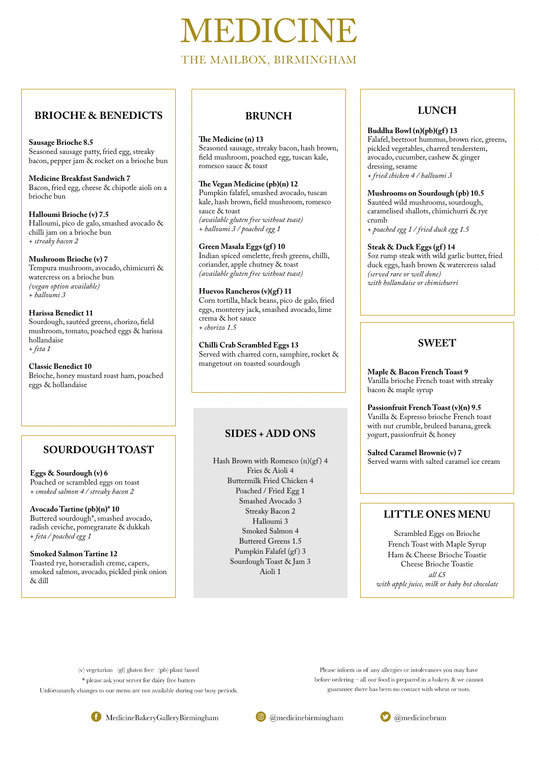# MEDICINE

THE MAILBOX, BIRMINGHAM

## BRIOCHE & BENEDICTS

**Sausage Brioche 8.5**
Seasoned sausage patty, fried egg, streaky bacon, pepper jam & rocket on a brioche bun

**Medicine Breakfast Sandwich 7**
Bacon, fried egg, cheese & chipotle aioli on a brioche bun

**Halloumi Brioche (v) 7.5**
Halloumi, pico de galo, smashed avocado & chilli jam on a brioche bun
*+ streaky bacon 2*

**Mushroom Brioche (v) 7**
Tempura mushroom, avocado, chimicurri & watercress on a brioche bun
*(vegan option available)*
*+ halloumi 3*

**Harissa Benedict 11**
Sourdough, sautéed greens, chorizo, field mushroom, tomato, poached eggs & harissa hollandaise
*+ feta 1*

**Classic Benedict 10**
Brioche, honey mustard roast ham, poached eggs & hollandaise

## SOURDOUGH TOAST

**Eggs & Sourdough (v) 6**
Poached or scrambled eggs on toast
*+ smoked salmon 4 / streaky bacon 2*

**Avocado Tartine (pb)(n)* 10**
Buttered sourdough*, smashed avocado, radish ceviche, pomegranate & dukkah
*+ feta / poached egg 1*

**Smoked Salmon Tartine 12**
Toasted rye, horseradish creme, capers, smoked salmon, avocado, pickled pink onion & dill

## BRUNCH

**The Medicine (n) 13**
Seasoned sausage, streaky bacon, hash brown, field mushroom, poached egg, tuscan kale, romesco sauce & toast

**The Vegan Medicine (pb)(n) 12**
Pumpkin falafel, smashed avocado, tuscan kale, hash brown, field mushroom, romesco sauce & toast
*(available gluten free without toast)*
*+ halloumi 3 / poached egg 1*

**Green Masala Eggs (gf) 10**
Indian spiced omelette, fresh greens, chilli, coriander, apple chutney & toast
*(available gluten free without toast)*

**Huevos Rancheros (v)(gf) 11**
Corn tortilla, black beans, pico de galo, fried eggs, monterey jack, smashed avocado, lime crema & hot sauce
*+ chorizo 1.5*

**Chilli Crab Scrambled Eggs 13**
Served with charred corn, samphire, rocket & mangetout on toasted sourdough

## SIDES + ADD ONS

Hash Brown with Romesco (n)(gf) 4
Fries & Aioli 4
Buttermilk Fried Chicken 4
Poached / Fried Egg 1
Smashed Avocado 3
Streaky Bacon 2
Halloumi 3
Smoked Salmon 4
Buttered Greens 1.5
Pumpkin Falafel (gf) 3
Sourdough Toast & Jam 3
Aioli 1

## LUNCH

**Buddha Bowl (n)(pb)(gf) 13**
Falafel, beetroot hummus, brown rice, greens, pickled vegetables, charred tenderstem, avocado, cucumber, cashew & ginger dressing, sesame
*+ fried chicken 4 / halloumi 3*

**Mushrooms on Sourdough (pb) 10.5**
Sautéed wild mushrooms, sourdough, caramelised shallots, chimichurri & rye crumb
*+ poached egg 1 / fried duck egg 1.5*

**Steak & Duck Eggs (gf) 14**
5oz rump steak with wild garlic butter, fried duck eggs, hash brown & watercress salad
*(served rare or well done)*
*with hollandaise or chimichurri*

## SWEET

**Maple & Bacon French Toast 9**
Vanilla brioche French toast with streaky bacon & maple syrup

**Passionfruit French Toast (v)(n) 9.5**
Vanilla & Espresso brioche French toast with nut crumble, bruleed banana, greek yogurt, passionfruit & honey

**Salted Caramel Brownie (v) 7**
Served warm with salted caramel ice cream

## LITTLE ONES MENU

Scrambled Eggs on Brioche
French Toast with Maple Syrup
Ham & Cheese Brioche Toastie
Cheese Brioche Toastie
*all £5*
*with apple juice, milk or baby hot chocolate*

(v) vegetarian (gf) gluten free (pb) plant based
* please ask your server for dairy free butters
Unfortunately changes to our menu are not available during our busy periods.

Please inform us of any allergies or intolerances you may have before ordering – all our food is prepared in a bakery & we cannot guarantee there has been no contact with wheat or nuts.

MedicineBakeryGalleryBirmingham @medicinebirmingham @medicinebrum